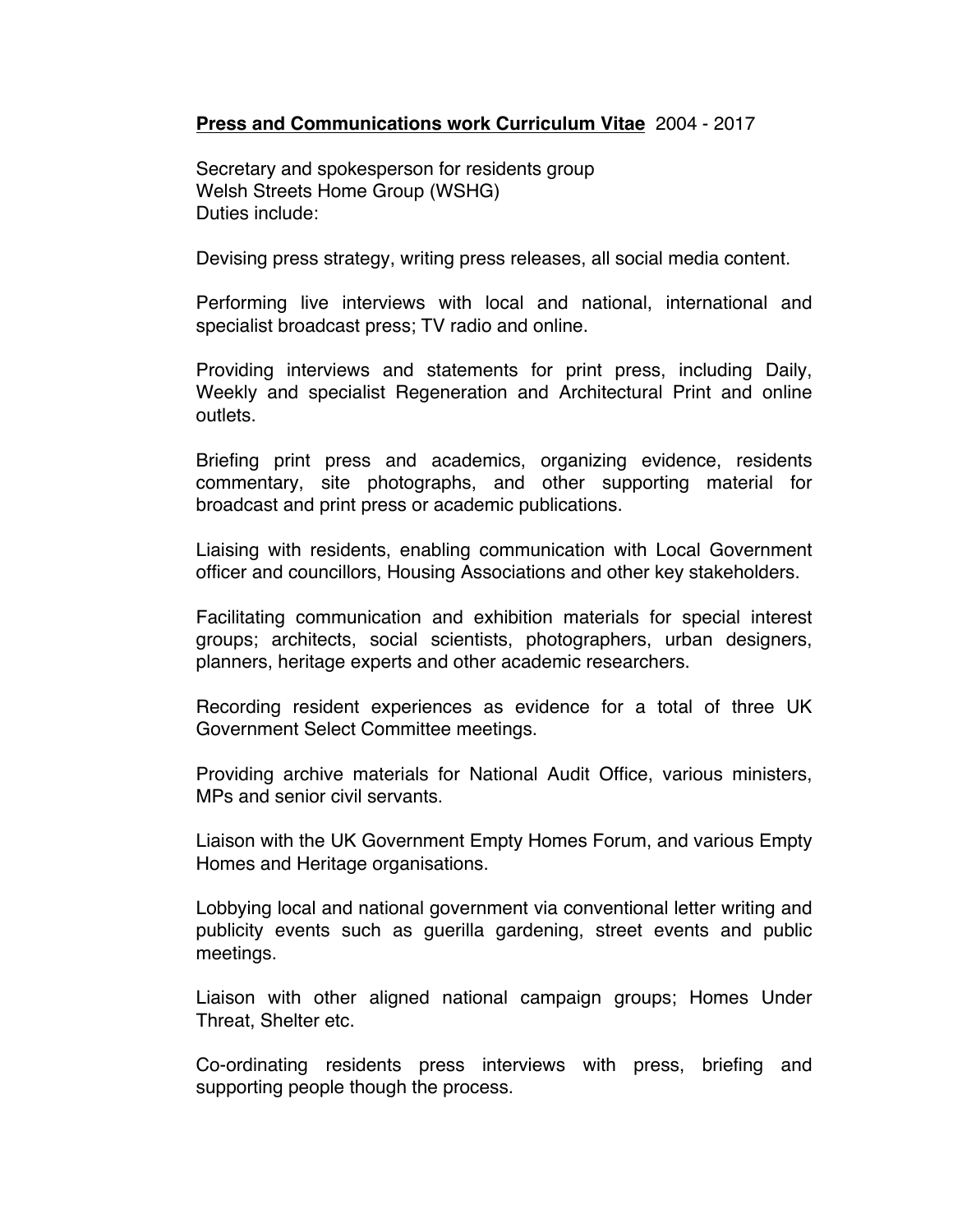**<u>Press and Communications work Curriculum Vitae</u>** 2004 - 2017

Secretary and spokesperson for residents group
Welsh Streets Home Group (WSHG)
Duties include:

Devising press strategy, writing press releases, all social media content.

Performing live interviews with local and national, international and specialist broadcast press; TV radio and online.

Providing interviews and statements for print press, including Daily, Weekly and specialist Regeneration and Architectural Print and online outlets.

Briefing print press and academics, organizing evidence, residents commentary, site photographs, and other supporting material for broadcast and print press or academic publications.

Liaising with residents, enabling communication with Local Government officer and councillors, Housing Associations and other key stakeholders.

Facilitating communication and exhibition materials for special interest groups; architects, social scientists, photographers, urban designers, planners, heritage experts and other academic researchers.

Recording resident experiences as evidence for a total of three UK Government Select Committee meetings.

Providing archive materials for National Audit Office, various ministers, MPs and senior civil servants.

Liaison with the UK Government Empty Homes Forum, and various Empty Homes and Heritage organisations.

Lobbying local and national government via conventional letter writing and publicity events such as guerilla gardening, street events and public meetings.

Liaison with other aligned national campaign groups; Homes Under Threat, Shelter etc.

Co-ordinating residents press interviews with press, briefing and supporting people though the process.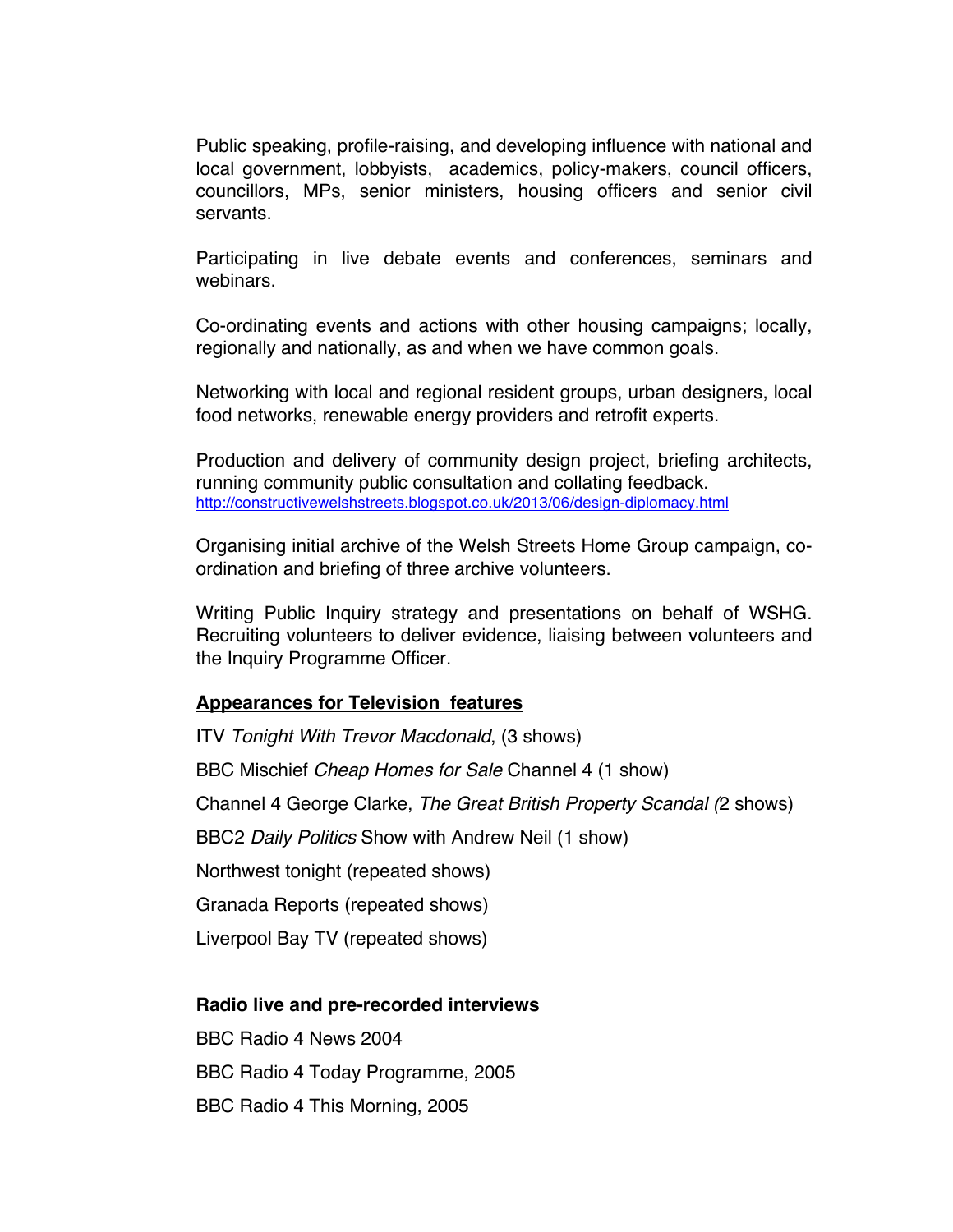Public speaking, profile-raising, and developing influence with national and local government, lobbyists, academics, policy-makers, council officers, councillors, MPs, senior ministers, housing officers and senior civil servants.

Participating in live debate events and conferences, seminars and webinars.

Co-ordinating events and actions with other housing campaigns; locally, regionally and nationally, as and when we have common goals.

Networking with local and regional resident groups, urban designers, local food networks, renewable energy providers and retrofit experts.

Production and delivery of community design project, briefing architects, running community public consultation and collating feedback.
http://constructivewelshstreets.blogspot.co.uk/2013/06/design-diplomacy.html

Organising initial archive of the Welsh Streets Home Group campaign, co-ordination and briefing of three archive volunteers.

Writing Public Inquiry strategy and presentations on behalf of WSHG. Recruiting volunteers to deliver evidence, liaising between volunteers and the Inquiry Programme Officer.

**Appearances for Television features**

ITV *Tonight With Trevor Macdonald*, (3 shows)

BBC Mischief *Cheap Homes for Sale* Channel 4 (1 show)

Channel 4 George Clarke, *The Great British Property Scandal (*2 shows)

BBC2 *Daily Politics* Show with Andrew Neil (1 show)

Northwest tonight (repeated shows)

Granada Reports (repeated shows)

Liverpool Bay TV (repeated shows)

**Radio live and pre-recorded interviews**

BBC Radio 4 News 2004

BBC Radio 4 Today Programme, 2005

BBC Radio 4 This Morning, 2005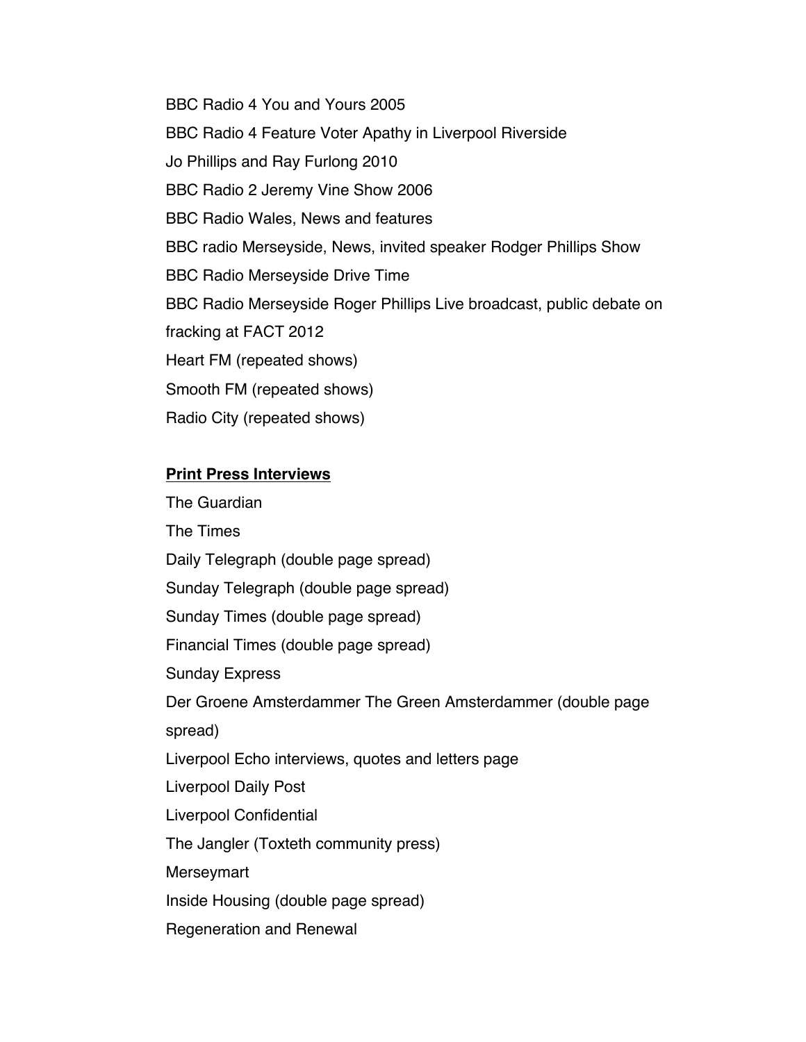BBC Radio 4 You and Yours 2005

BBC Radio 4 Feature Voter Apathy in Liverpool Riverside

Jo Phillips and Ray Furlong 2010

BBC Radio 2 Jeremy Vine Show 2006

BBC Radio Wales, News and features

BBC radio Merseyside, News, invited speaker Rodger Phillips Show

BBC Radio Merseyside Drive Time

BBC Radio Merseyside Roger Phillips Live broadcast, public debate on fracking at FACT 2012

Heart FM (repeated shows)

Smooth FM (repeated shows)

Radio City (repeated shows)

**Print Press Interviews**

The Guardian

The Times

Daily Telegraph (double page spread)

Sunday Telegraph (double page spread)

Sunday Times (double page spread)

Financial Times (double page spread)

Sunday Express

Der Groene Amsterdammer The Green Amsterdammer (double page spread)

Liverpool Echo interviews, quotes and letters page

Liverpool Daily Post

Liverpool Confidential

The Jangler (Toxteth community press)

Merseymart

Inside Housing (double page spread)

Regeneration and Renewal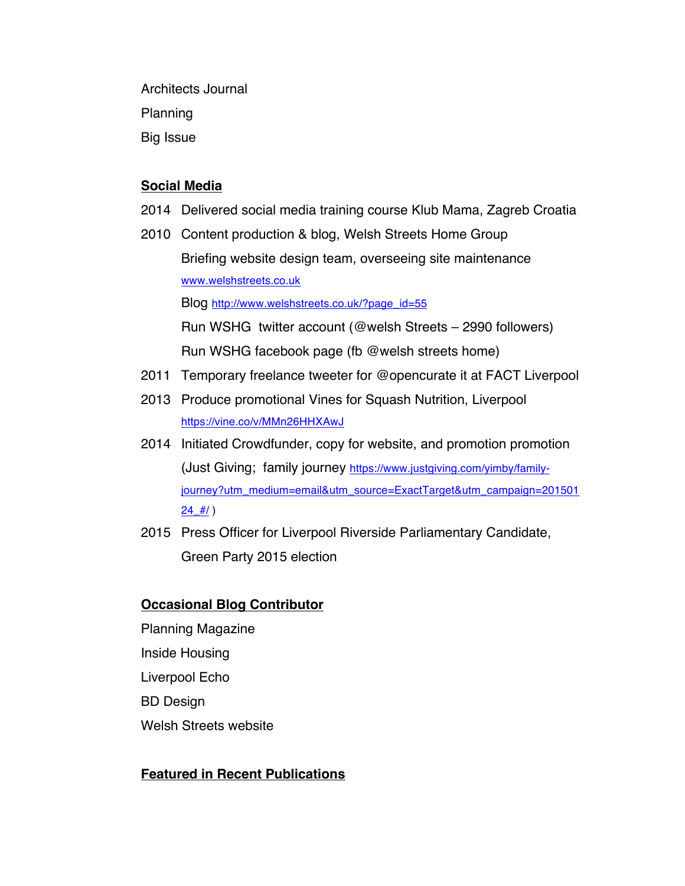Architects Journal

Planning

Big Issue

**Social Media**

2014 Delivered social media training course Klub Mama, Zagreb Croatia

2010 Content production & blog, Welsh Streets Home Group

Briefing website design team, overseeing site maintenance

www.welshstreets.co.uk

Blog http://www.welshstreets.co.uk/?page_id=55

Run WSHG twitter account (@welsh Streets – 2990 followers)

Run WSHG facebook page (fb @welsh streets home)

2011 Temporary freelance tweeter for @opencurate it at FACT Liverpool

2013 Produce promotional Vines for Squash Nutrition, Liverpool

https://vine.co/v/MMn26HHXAwJ

2014 Initiated Crowdfunder, copy for website, and promotion promotion (Just Giving; family journey https://www.justgiving.com/yimby/family-journey?utm_medium=email&utm_source=ExactTarget&utm_campaign=20150124_#/ )

2015 Press Officer for Liverpool Riverside Parliamentary Candidate, Green Party 2015 election

**Occasional Blog Contributor**

Planning Magazine

Inside Housing

Liverpool Echo

BD Design

Welsh Streets website

**Featured in Recent Publications**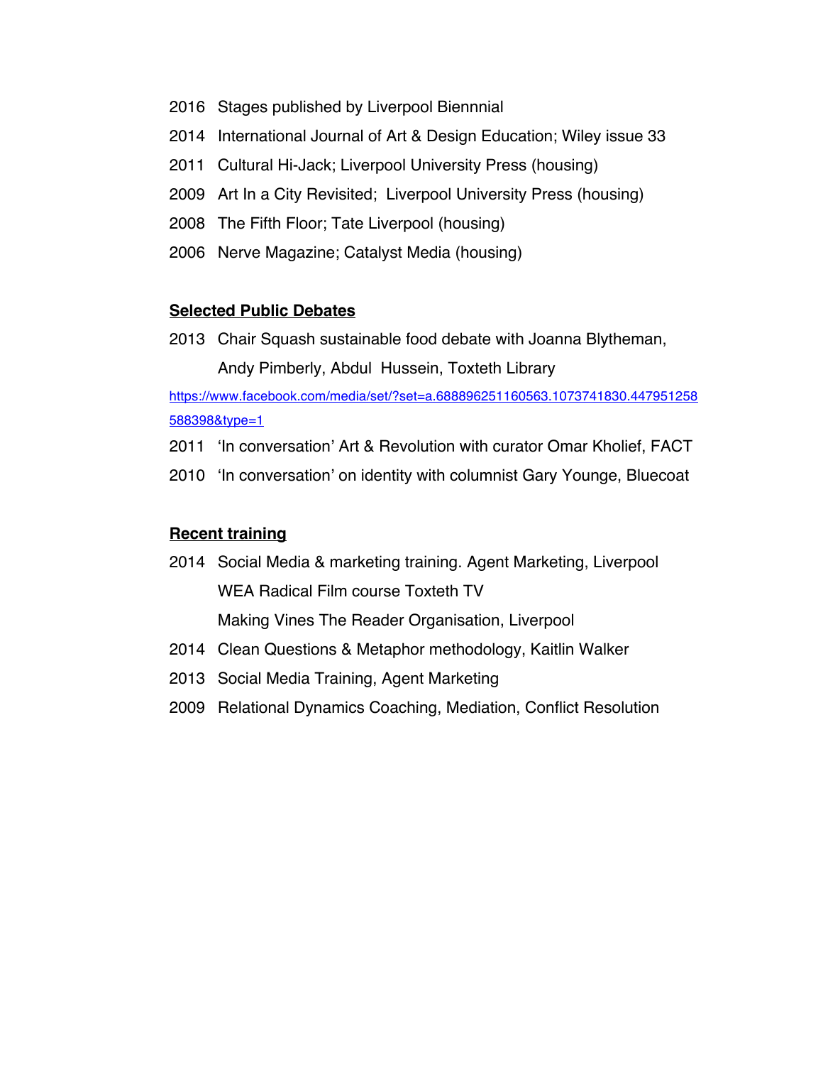2016 Stages published by Liverpool Biennnial

2014 International Journal of Art & Design Education; Wiley issue 33

2011 Cultural Hi-Jack; Liverpool University Press (housing)

2009 Art In a City Revisited; Liverpool University Press (housing)

2008 The Fifth Floor; Tate Liverpool (housing)

2006 Nerve Magazine; Catalyst Media (housing)

**Selected Public Debates**

2013 Chair Squash sustainable food debate with Joanna Blytheman, Andy Pimberly, Abdul Hussein, Toxteth Library

https://www.facebook.com/media/set/?set=a.688896251160563.1073741830.447951258588398&type=1

2011 'In conversation' Art & Revolution with curator Omar Kholief, FACT

2010 'In conversation' on identity with columnist Gary Younge, Bluecoat

**Recent training**

2014 Social Media & marketing training. Agent Marketing, Liverpool

WEA Radical Film course Toxteth TV

Making Vines The Reader Organisation, Liverpool

2014 Clean Questions & Metaphor methodology, Kaitlin Walker

2013 Social Media Training, Agent Marketing

2009 Relational Dynamics Coaching, Mediation, Conflict Resolution